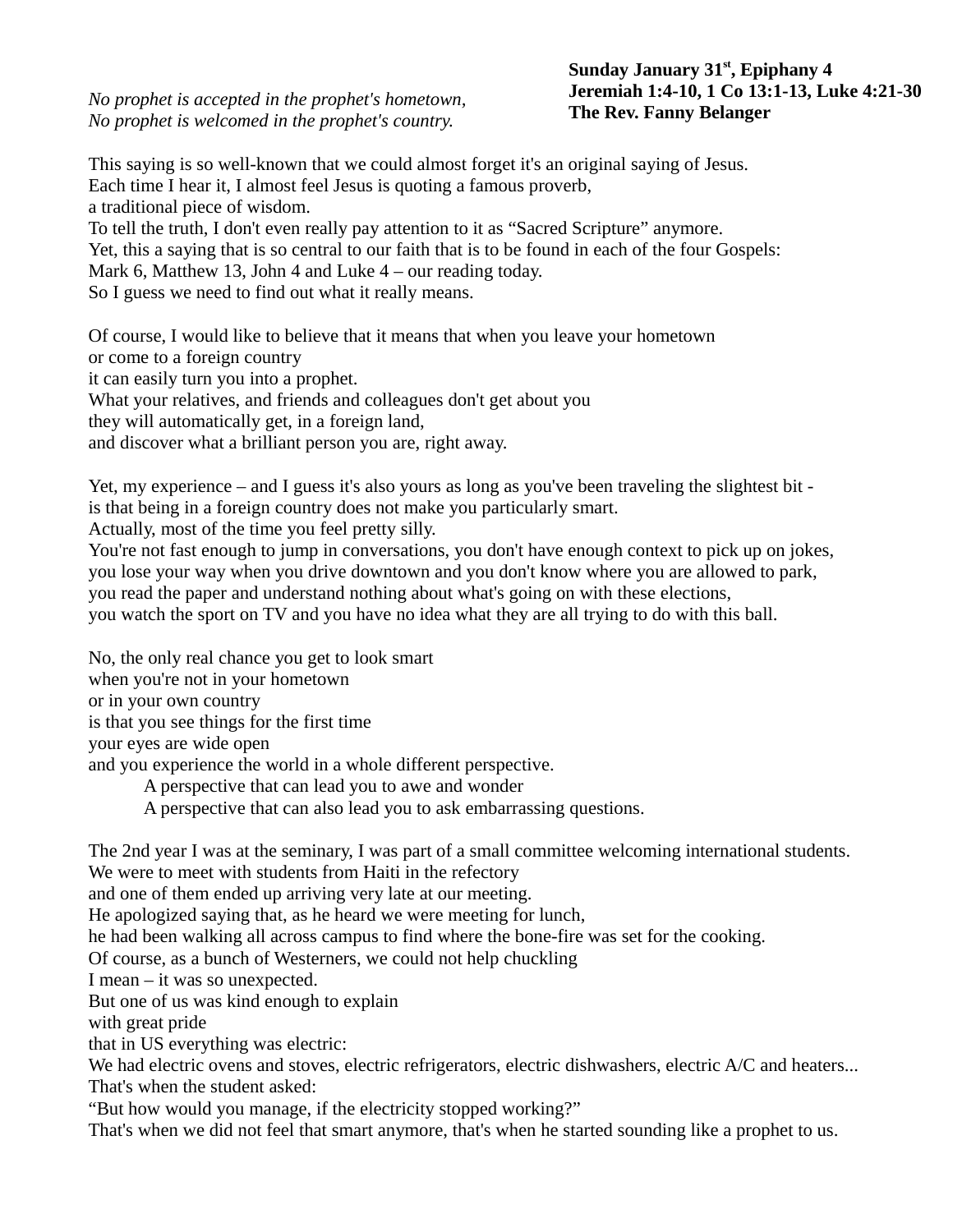**Sunday January 31st, Epiphany 4**
**Jeremiah 1:4-10, 1 Co 13:1-13, Luke 4:21-30**
**The Rev. Fanny Belanger**

*No prophet is accepted in the prophet's hometown,*
*No prophet is welcomed in the prophet's country.*

This saying is so well-known that we could almost forget it's an original saying of Jesus.
Each time I hear it, I almost feel Jesus is quoting a famous proverb,
a traditional piece of wisdom.
To tell the truth, I don't even really pay attention to it as "Sacred Scripture" anymore.
Yet, this a saying that is so central to our faith that is to be found in each of the four Gospels:
Mark 6, Matthew 13, John 4 and Luke 4 – our reading today.
So I guess we need to find out what it really means.

Of course, I would like to believe that it means that when you leave your hometown
or come to a foreign country
it can easily turn you into a prophet.
What your relatives, and friends and colleagues don't get about you
they will automatically get, in a foreign land,
and discover what a brilliant person you are, right away.

Yet, my experience – and I guess it's also yours as long as you've been traveling the slightest bit -
is that being in a foreign country does not make you particularly smart.
Actually, most of the time you feel pretty silly.
You're not fast enough to jump in conversations, you don't have enough context to pick up on jokes,
you lose your way when you drive downtown and you don't know where you are allowed to park,
you read the paper and understand nothing about what's going on with these elections,
you watch the sport on TV and you have no idea what they are all trying to do with this ball.

No, the only real chance you get to look smart
when you're not in your hometown
or in your own country
is that you see things for the first time
your eyes are wide open
and you experience the world in a whole different perspective.

> A perspective that can lead you to awe and wonder
> A perspective that can also lead you to ask embarrassing questions.

The 2nd year I was at the seminary, I was part of a small committee welcoming international students.
We were to meet with students from Haiti in the refectory
and one of them ended up arriving very late at our meeting.
He apologized saying that, as he heard we were meeting for lunch,
he had been walking all across campus to find where the bone-fire was set for the cooking.
Of course, as a bunch of Westerners, we could not help chuckling
I mean – it was so unexpected.
But one of us was kind enough to explain
with great pride
that in US everything was electric:
We had electric ovens and stoves, electric refrigerators, electric dishwashers, electric A/C and heaters...
That's when the student asked:
"But how would you manage, if the electricity stopped working?"
That's when we did not feel that smart anymore, that's when he started sounding like a prophet to us.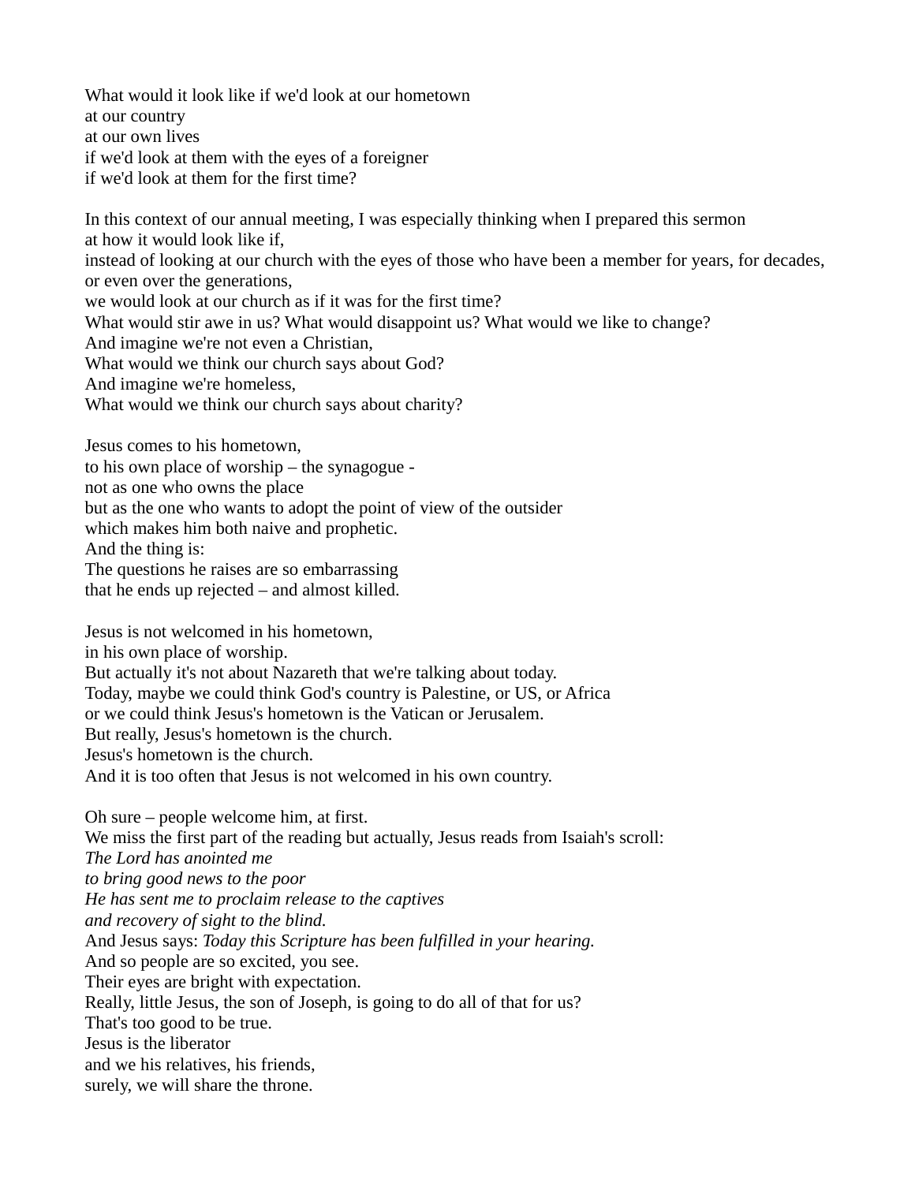What would it look like if we'd look at our hometown
at our country
at our own lives
if we'd look at them with the eyes of a foreigner
if we'd look at them for the first time?

In this context of our annual meeting, I was especially thinking when I prepared this sermon
at how it would look like if,
instead of looking at our church with the eyes of those who have been a member for years, for decades,
or even over the generations,
we would look at our church as if it was for the first time?
What would stir awe in us? What would disappoint us? What would we like to change?
And imagine we're not even a Christian,
What would we think our church says about God?
And imagine we're homeless,
What would we think our church says about charity?

Jesus comes to his hometown,
to his own place of worship – the synagogue -
not as one who owns the place
but as the one who wants to adopt the point of view of the outsider
which makes him both naive and prophetic.
And the thing is:
The questions he raises are so embarrassing
that he ends up rejected – and almost killed.

Jesus is not welcomed in his hometown,
in his own place of worship.
But actually it's not about Nazareth that we're talking about today.
Today, maybe we could think God's country is Palestine, or US, or Africa
or we could think Jesus's hometown is the Vatican or Jerusalem.
But really, Jesus's hometown is the church.
Jesus's hometown is the church.
And it is too often that Jesus is not welcomed in his own country.

Oh sure – people welcome him, at first.
We miss the first part of the reading but actually, Jesus reads from Isaiah's scroll:
*The Lord has anointed me*
*to bring good news to the poor*
*He has sent me to proclaim release to the captives*
*and recovery of sight to the blind.*
And Jesus says: *Today this Scripture has been fulfilled in your hearing.*
And so people are so excited, you see.
Their eyes are bright with expectation.
Really, little Jesus, the son of Joseph, is going to do all of that for us?
That's too good to be true.
Jesus is the liberator
and we his relatives, his friends,
surely, we will share the throne.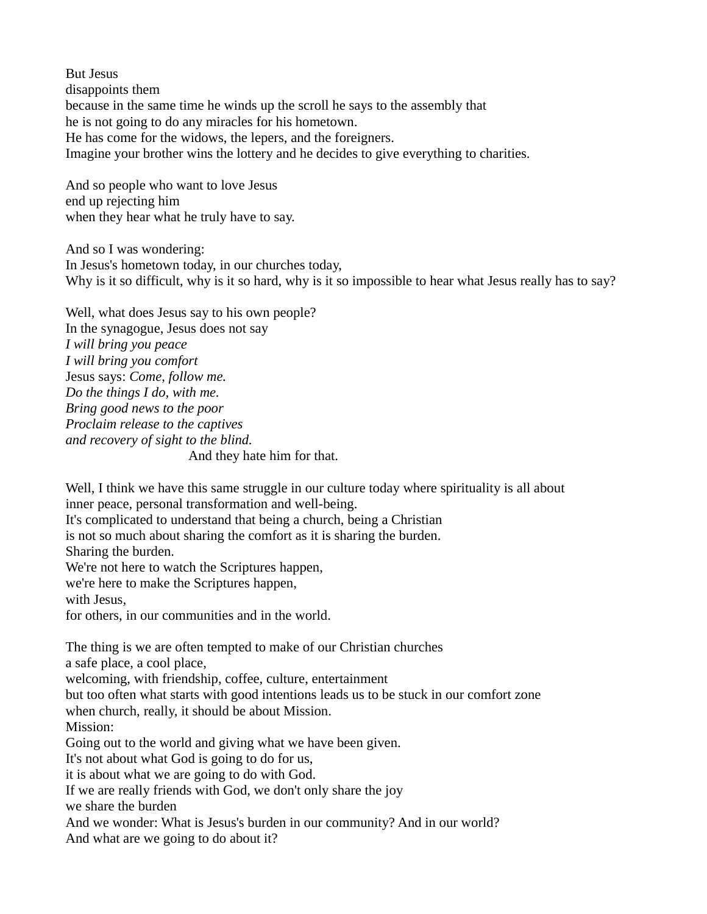But Jesus
disappoints them
because in the same time he winds up the scroll he says to the assembly that
he is not going to do any miracles for his hometown.
He has come for the widows, the lepers, and the foreigners.
Imagine your brother wins the lottery and he decides to give everything to charities.

And so people who want to love Jesus
end up rejecting him
when they hear what he truly have to say.

And so I was wondering:
In Jesus's hometown today, in our churches today,
Why is it so difficult, why is it so hard, why is it so impossible to hear what Jesus really has to say?

Well, what does Jesus say to his own people?
In the synagogue, Jesus does not say
*I will bring you peace*
*I will bring you comfort*
Jesus says: *Come, follow me.*
*Do the things I do, with me.*
*Bring good news to the poor*
*Proclaim release to the captives*
*and recovery of sight to the blind.*
And they hate him for that.

Well, I think we have this same struggle in our culture today where spirituality is all about
inner peace, personal transformation and well-being.
It's complicated to understand that being a church, being a Christian
is not so much about sharing the comfort as it is sharing the burden.
Sharing the burden.
We're not here to watch the Scriptures happen,
we're here to make the Scriptures happen,
with Jesus,
for others, in our communities and in the world.

The thing is we are often tempted to make of our Christian churches
a safe place, a cool place,
welcoming, with friendship, coffee, culture, entertainment
but too often what starts with good intentions leads us to be stuck in our comfort zone
when church, really, it should be about Mission.
Mission:
Going out to the world and giving what we have been given.
It's not about what God is going to do for us,
it is about what we are going to do with God.
If we are really friends with God, we don't only share the joy
we share the burden
And we wonder: What is Jesus's burden in our community? And in our world?
And what are we going to do about it?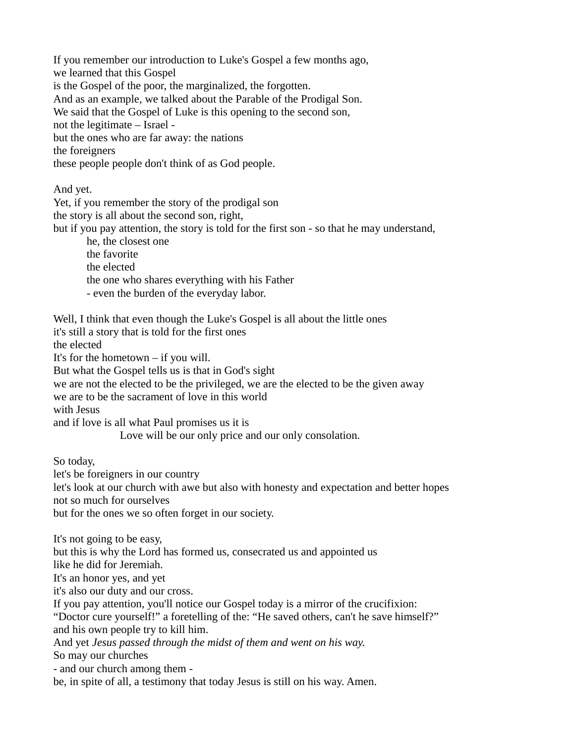If you remember our introduction to Luke's Gospel a few months ago,
we learned that this Gospel
is the Gospel of the poor, the marginalized, the forgotten.
And as an example, we talked about the Parable of the Prodigal Son.
We said that the Gospel of Luke is this opening to the second son,
not the legitimate – Israel -
but the ones who are far away: the nations
the foreigners
these people people don't think of as God people.

And yet.
Yet, if you remember the story of the prodigal son
the story is all about the second son, right,
but if you pay attention, the story is told for the first son - so that he may understand,
 he, the closest one
 the favorite
 the elected
 the one who shares everything with his Father
 - even the burden of the everyday labor.

Well, I think that even though the Luke's Gospel is all about the little ones
it's still a story that is told for the first ones
the elected
It's for the hometown – if you will.
But what the Gospel tells us is that in God's sight
we are not the elected to be the privileged, we are the elected to be the given away
we are to be the sacrament of love in this world
with Jesus
and if love is all what Paul promises us it is
 Love will be our only price and our only consolation.

So today,
let's be foreigners in our country
let's look at our church with awe but also with honesty and expectation and better hopes
not so much for ourselves
but for the ones we so often forget in our society.

It's not going to be easy,
but this is why the Lord has formed us, consecrated us and appointed us
like he did for Jeremiah.
It's an honor yes, and yet
it's also our duty and our cross.
If you pay attention, you'll notice our Gospel today is a mirror of the crucifixion:
"Doctor cure yourself!" a foretelling of the: "He saved others, can't he save himself?"
and his own people try to kill him.
And yet *Jesus passed through the midst of them and went on his way.*
So may our churches
- and our church among them -
be, in spite of all, a testimony that today Jesus is still on his way. Amen.